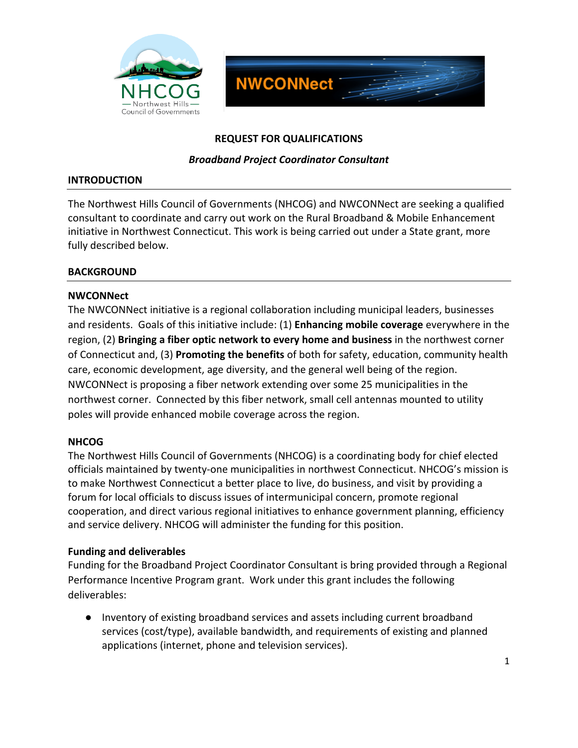# REQUEST FOR QUALIFICATIONS

***Broadband Project Coordinator Consultant***

## INTRODUCTION

The Northwest Hills Council of Governments (NHCOG) and NWCONNect are seeking a qualified consultant to coordinate and carry out work on the Rural Broadband & Mobile Enhancement initiative in Northwest Connecticut. This work is being carried out under a State grant, more fully described below.

## BACKGROUND

### NWCONNect

The NWCONNect initiative is a regional collaboration including municipal leaders, businesses and residents. Goals of this initiative include: (1) **Enhancing mobile coverage** everywhere in the region, (2) **Bringing a fiber optic network to every home and business** in the northwest corner of Connecticut and, (3) **Promoting the benefits** of both for safety, education, community health care, economic development, age diversity, and the general well being of the region. NWCONNect is proposing a fiber network extending over some 25 municipalities in the northwest corner. Connected by this fiber network, small cell antennas mounted to utility poles will provide enhanced mobile coverage across the region.

### NHCOG

The Northwest Hills Council of Governments (NHCOG) is a coordinating body for chief elected officials maintained by twenty-one municipalities in northwest Connecticut. NHCOG's mission is to make Northwest Connecticut a better place to live, do business, and visit by providing a forum for local officials to discuss issues of intermunicipal concern, promote regional cooperation, and direct various regional initiatives to enhance government planning, efficiency and service delivery. NHCOG will administer the funding for this position.

### Funding and deliverables

Funding for the Broadband Project Coordinator Consultant is bring provided through a Regional Performance Incentive Program grant. Work under this grant includes the following deliverables:

- Inventory of existing broadband services and assets including current broadband services (cost/type), available bandwidth, and requirements of existing and planned applications (internet, phone and television services).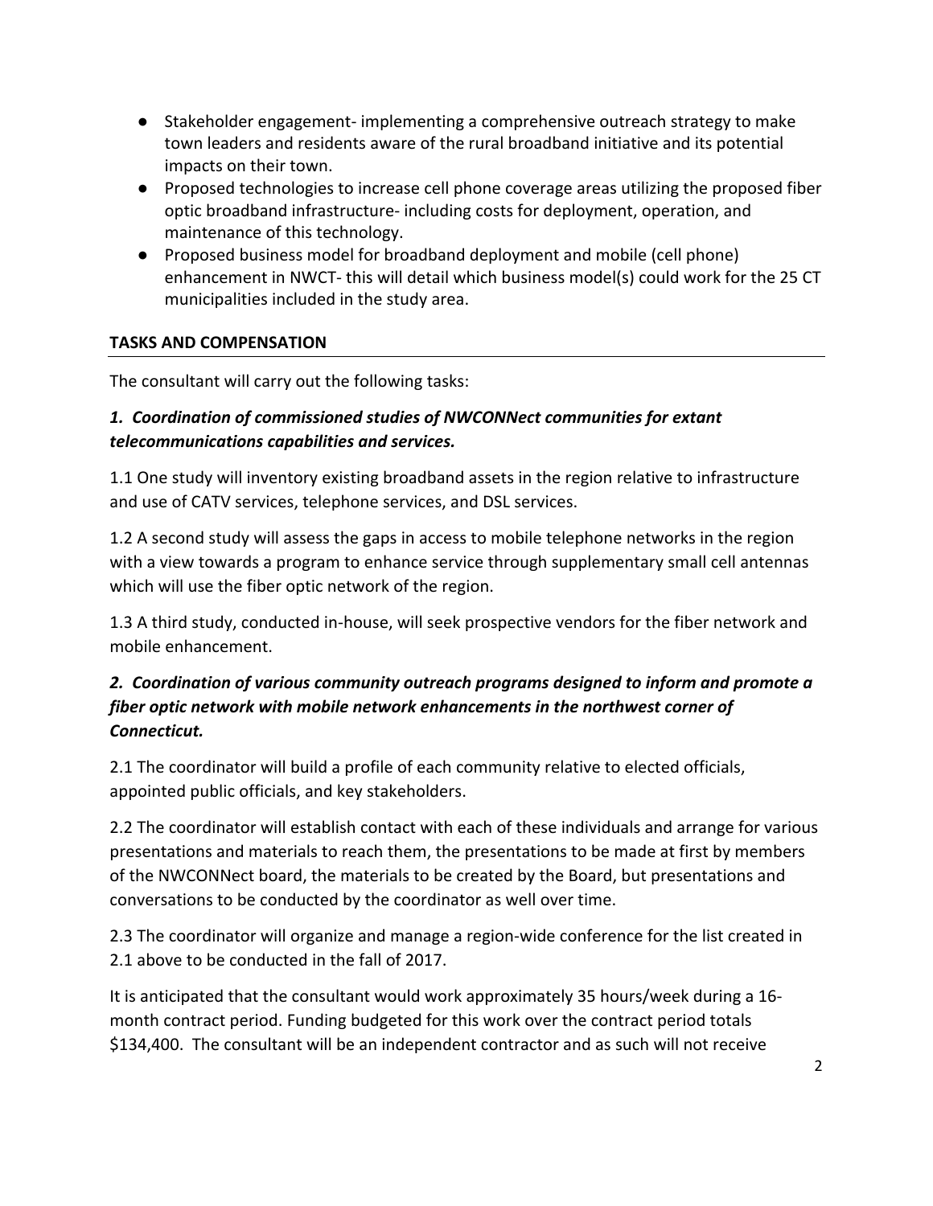- Stakeholder engagement- implementing a comprehensive outreach strategy to make town leaders and residents aware of the rural broadband initiative and its potential impacts on their town.
- Proposed technologies to increase cell phone coverage areas utilizing the proposed fiber optic broadband infrastructure- including costs for deployment, operation, and maintenance of this technology.
- Proposed business model for broadband deployment and mobile (cell phone) enhancement in NWCT- this will detail which business model(s) could work for the 25 CT municipalities included in the study area.

## TASKS AND COMPENSATION

The consultant will carry out the following tasks:

### *1. Coordination of commissioned studies of NWCONNect communities for extant telecommunications capabilities and services.*

1.1 One study will inventory existing broadband assets in the region relative to infrastructure and use of CATV services, telephone services, and DSL services.

1.2 A second study will assess the gaps in access to mobile telephone networks in the region with a view towards a program to enhance service through supplementary small cell antennas which will use the fiber optic network of the region.

1.3 A third study, conducted in-house, will seek prospective vendors for the fiber network and mobile enhancement.

### *2. Coordination of various community outreach programs designed to inform and promote a fiber optic network with mobile network enhancements in the northwest corner of Connecticut.*

2.1 The coordinator will build a profile of each community relative to elected officials, appointed public officials, and key stakeholders.

2.2 The coordinator will establish contact with each of these individuals and arrange for various presentations and materials to reach them, the presentations to be made at first by members of the NWCONNect board, the materials to be created by the Board, but presentations and conversations to be conducted by the coordinator as well over time.

2.3 The coordinator will organize and manage a region-wide conference for the list created in 2.1 above to be conducted in the fall of 2017.

It is anticipated that the consultant would work approximately 35 hours/week during a 16-month contract period. Funding budgeted for this work over the contract period totals $134,400. The consultant will be an independent contractor and as such will not receive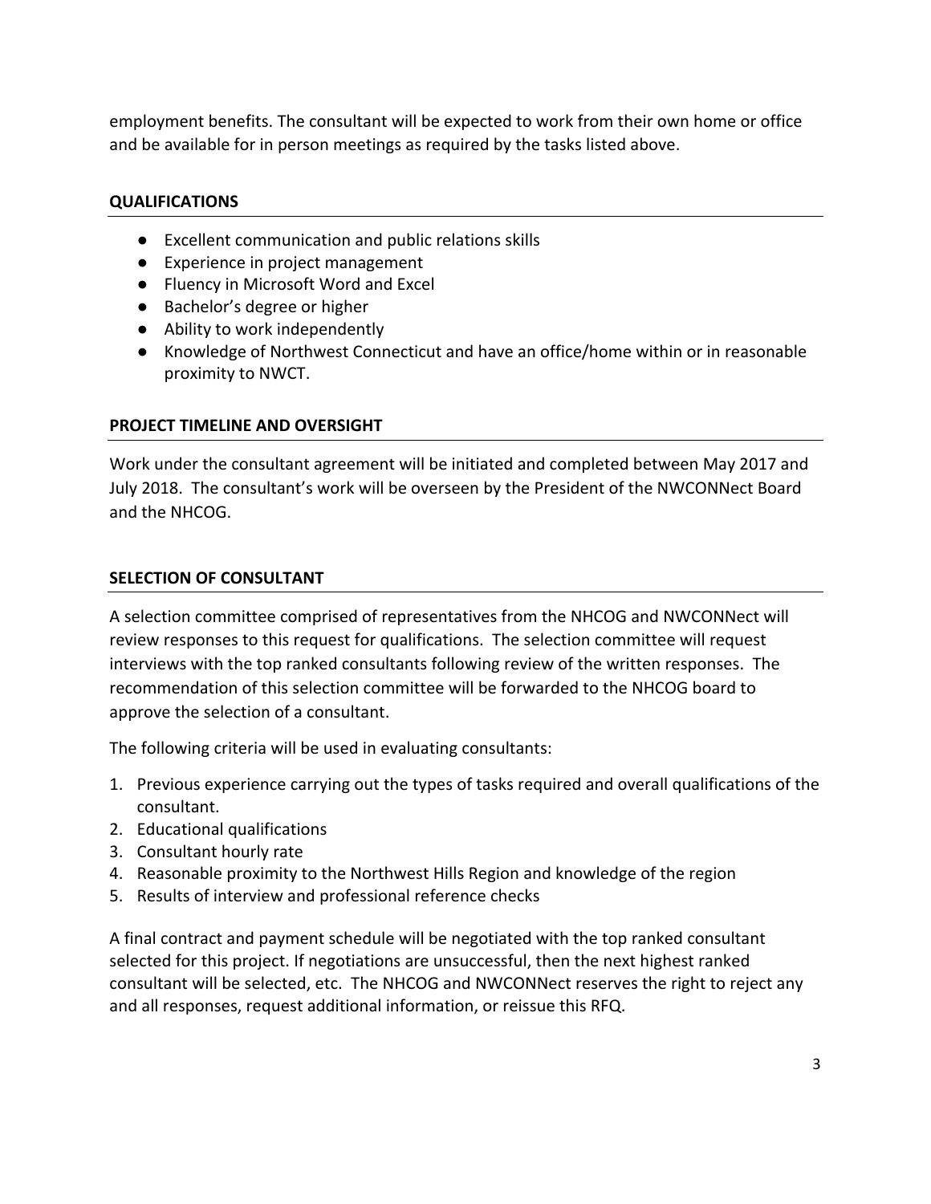employment benefits. The consultant will be expected to work from their own home or office and be available for in person meetings as required by the tasks listed above.

## QUALIFICATIONS

- Excellent communication and public relations skills
- Experience in project management
- Fluency in Microsoft Word and Excel
- Bachelor's degree or higher
- Ability to work independently
- Knowledge of Northwest Connecticut and have an office/home within or in reasonable proximity to NWCT.

## PROJECT TIMELINE AND OVERSIGHT

Work under the consultant agreement will be initiated and completed between May 2017 and July 2018. The consultant's work will be overseen by the President of the NWCONNect Board and the NHCOG.

## SELECTION OF CONSULTANT

A selection committee comprised of representatives from the NHCOG and NWCONNect will review responses to this request for qualifications. The selection committee will request interviews with the top ranked consultants following review of the written responses. The recommendation of this selection committee will be forwarded to the NHCOG board to approve the selection of a consultant.

The following criteria will be used in evaluating consultants:

1. Previous experience carrying out the types of tasks required and overall qualifications of the consultant.
2. Educational qualifications
3. Consultant hourly rate
4. Reasonable proximity to the Northwest Hills Region and knowledge of the region
5. Results of interview and professional reference checks

A final contract and payment schedule will be negotiated with the top ranked consultant selected for this project. If negotiations are unsuccessful, then the next highest ranked consultant will be selected, etc. The NHCOG and NWCONNect reserves the right to reject any and all responses, request additional information, or reissue this RFQ.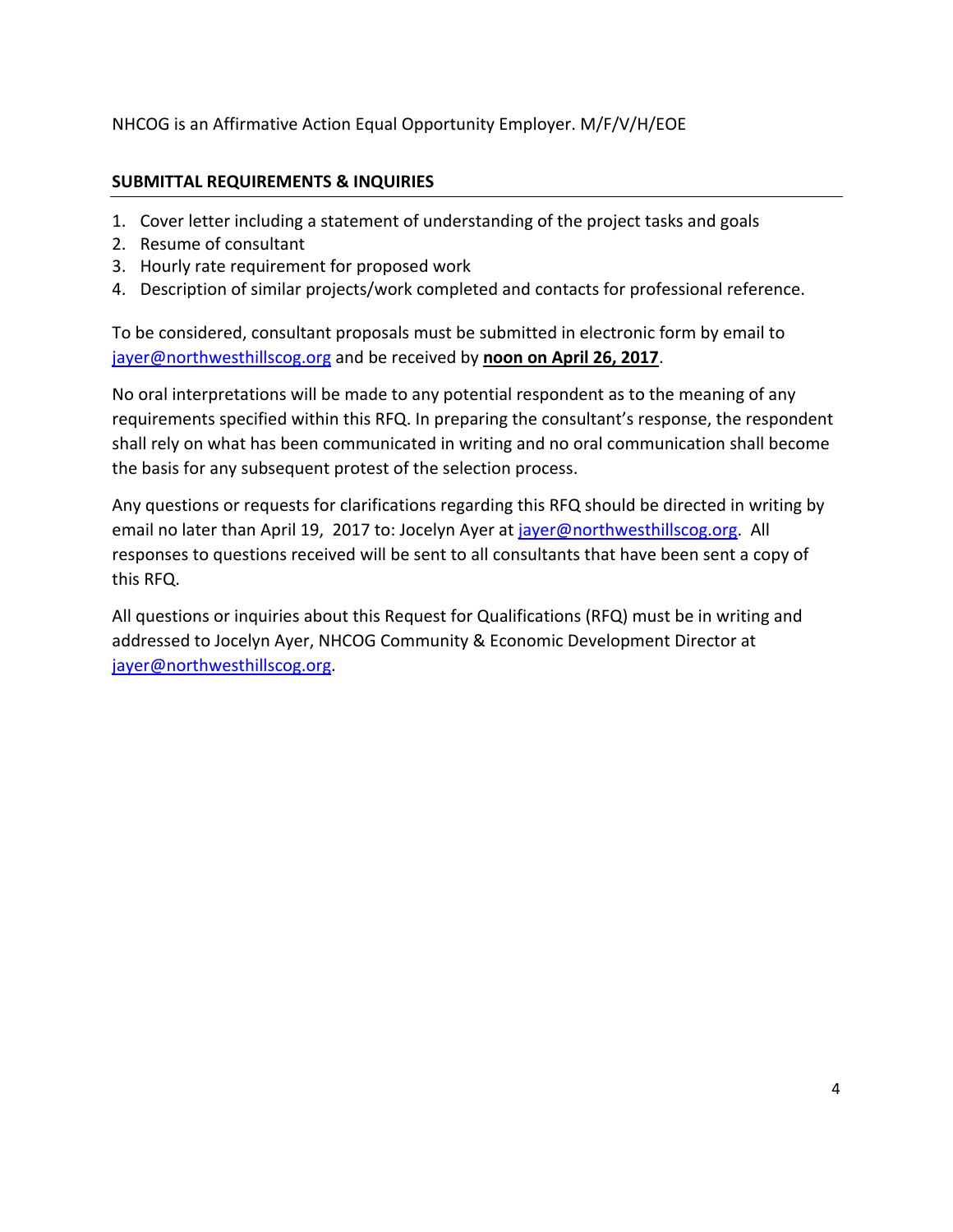NHCOG is an Affirmative Action Equal Opportunity Employer. M/F/V/H/EOE

## SUBMITTAL REQUIREMENTS & INQUIRIES

1. Cover letter including a statement of understanding of the project tasks and goals
2. Resume of consultant
3. Hourly rate requirement for proposed work
4. Description of similar projects/work completed and contacts for professional reference.

To be considered, consultant proposals must be submitted in electronic form by email to jayer@northwesthillscog.org and be received by **noon on April 26, 2017**.

No oral interpretations will be made to any potential respondent as to the meaning of any requirements specified within this RFQ. In preparing the consultant's response, the respondent shall rely on what has been communicated in writing and no oral communication shall become the basis for any subsequent protest of the selection process.

Any questions or requests for clarifications regarding this RFQ should be directed in writing by email no later than April 19, 2017 to: Jocelyn Ayer at jayer@northwesthillscog.org. All responses to questions received will be sent to all consultants that have been sent a copy of this RFQ.

All questions or inquiries about this Request for Qualifications (RFQ) must be in writing and addressed to Jocelyn Ayer, NHCOG Community & Economic Development Director at jayer@northwesthillscog.org.